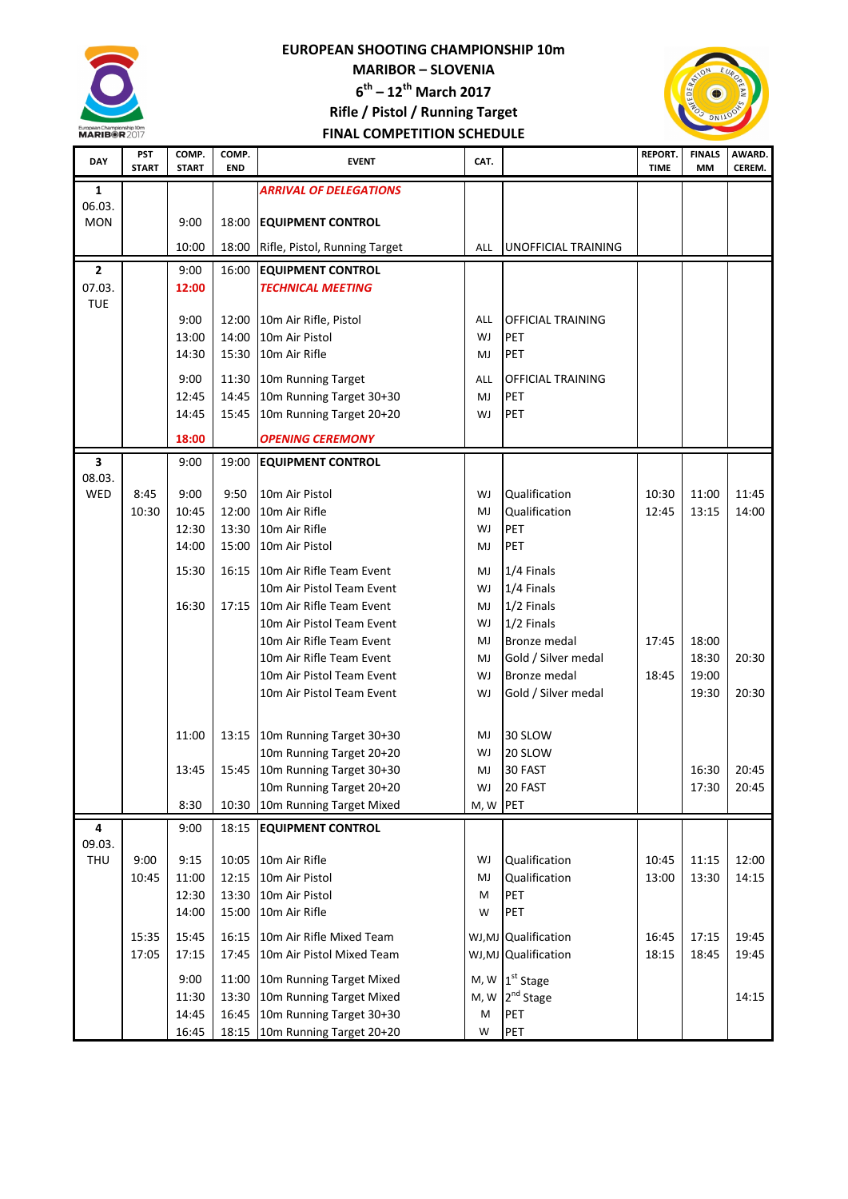# EUROPEAN SHOOTING CHAMPIONSHIP 10m
## MARIBOR – SLOVENIA
## 6th – 12th March 2017
## Rifle / Pistol / Running Target
## FINAL COMPETITION SCHEDULE

| DAY | PST START | COMP. START | COMP. END | EVENT | CAT. | | REPORT. TIME | FINALS MM | AWARD. CEREM. |
|---|---|---|---|---|---|---|---|---|---|
| 1 | | | | *ARRIVAL OF DELEGATIONS* | | | | | |
| 06.03. | | | | | | | | | |
| MON | | 9:00 | 18:00 | **EQUIPMENT CONTROL** | | | | | |
| | | 10:00 | 18:00 | Rifle, Pistol, Running Target | ALL | UNOFFICIAL TRAINING | | | |
| 2 | | 9:00 | 16:00 | **EQUIPMENT CONTROL** | | | | | |
| 07.03. | | 12:00 | | *TECHNICAL MEETING* | | | | | |
| TUE | | | | | | | | | |
| | | 9:00 | 12:00 | 10m Air Rifle, Pistol | ALL | OFFICIAL TRAINING | | | |
| | | 13:00 | 14:00 | 10m Air Pistol | WJ | PET | | | |
| | | 14:30 | 15:30 | 10m Air Rifle | MJ | PET | | | |
| | | 9:00 | 11:30 | 10m Running Target | ALL | OFFICIAL TRAINING | | | |
| | | 12:45 | 14:45 | 10m Running Target 30+30 | MJ | PET | | | |
| | | 14:45 | 15:45 | 10m Running Target 20+20 | WJ | PET | | | |
| | | 18:00 | | *OPENING CEREMONY* | | | | | |
| 3 | | 9:00 | 19:00 | **EQUIPMENT CONTROL** | | | | | |
| 08.03. | | | | | | | | | |
| WED | 8:45 | 9:00 | 9:50 | 10m Air Pistol | WJ | Qualification | 10:30 | 11:00 | 11:45 |
| | 10:30 | 10:45 | 12:00 | 10m Air Rifle | MJ | Qualification | 12:45 | 13:15 | 14:00 |
| | | 12:30 | 13:30 | 10m Air Rifle | WJ | PET | | | |
| | | 14:00 | 15:00 | 10m Air Pistol | MJ | PET | | | |
| | | 15:30 | 16:15 | 10m Air Rifle Team Event | MJ | 1/4 Finals | | | |
| | | | | 10m Air Pistol Team Event | WJ | 1/4 Finals | | | |
| | | 16:30 | 17:15 | 10m Air Rifle Team Event | MJ | 1/2 Finals | | | |
| | | | | 10m Air Pistol Team Event | WJ | 1/2 Finals | | | |
| | | | | 10m Air Rifle Team Event | MJ | Bronze medal | 17:45 | 18:00 | |
| | | | | 10m Air Rifle Team Event | MJ | Gold / Silver medal | | 18:30 | 20:30 |
| | | | | 10m Air Pistol Team Event | WJ | Bronze medal | 18:45 | 19:00 | |
| | | | | 10m Air Pistol Team Event | WJ | Gold / Silver medal | | 19:30 | 20:30 |
| | | 11:00 | 13:15 | 10m Running Target 30+30 | MJ | 30 SLOW | | | |
| | | | | 10m Running Target 20+20 | WJ | 20 SLOW | | | |
| | | 13:45 | 15:45 | 10m Running Target 30+30 | MJ | 30 FAST | | 16:30 | 20:45 |
| | | | | 10m Running Target 20+20 | WJ | 20 FAST | | 17:30 | 20:45 |
| | | 8:30 | 10:30 | 10m Running Target Mixed | M, W | PET | | | |
| 4 | | 9:00 | 18:15 | **EQUIPMENT CONTROL** | | | | | |
| 09.03. | | | | | | | | | |
| THU | 9:00 | 9:15 | 10:05 | 10m Air Rifle | WJ | Qualification | 10:45 | 11:15 | 12:00 |
| | 10:45 | 11:00 | 12:15 | 10m Air Pistol | MJ | Qualification | 13:00 | 13:30 | 14:15 |
| | | 12:30 | 13:30 | 10m Air Pistol | M | PET | | | |
| | | 14:00 | 15:00 | 10m Air Rifle | W | PET | | | |
| | 15:35 | 15:45 | 16:15 | 10m Air Rifle Mixed Team | WJ,MJ | Qualification | 16:45 | 17:15 | 19:45 |
| | 17:05 | 17:15 | 17:45 | 10m Air Pistol Mixed Team | WJ,MJ | Qualification | 18:15 | 18:45 | 19:45 |
| | | 9:00 | 11:00 | 10m Running Target Mixed | M, W | 1st Stage | | | |
| | | 11:30 | 13:30 | 10m Running Target Mixed | M, W | 2nd Stage | | | 14:15 |
| | | 14:45 | 16:45 | 10m Running Target 30+30 | M | PET | | | |
| | | 16:45 | 18:15 | 10m Running Target 20+20 | W | PET | | | |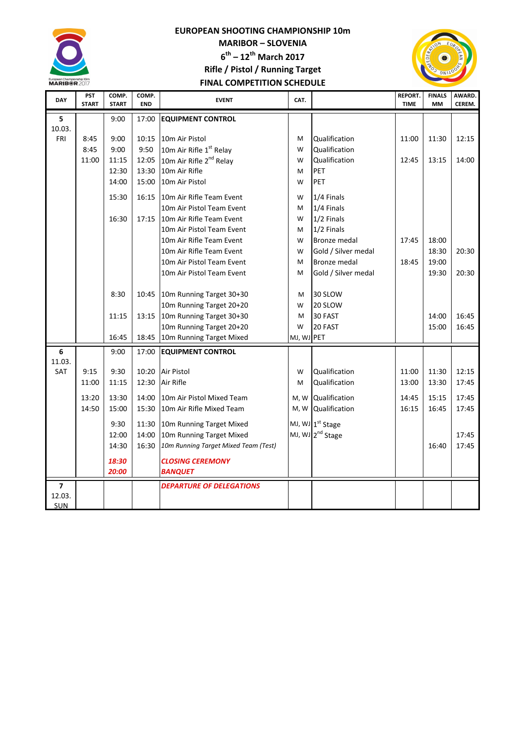# EUROPEAN SHOOTING CHAMPIONSHIP 10m

## MARIBOR – SLOVENIA

## 6th – 12th March 2017

## Rifle / Pistol / Running Target

## FINAL COMPETITION SCHEDULE

| DAY | PST START | COMP. START | COMP. END | EVENT | CAT. | | REPORT. TIME | FINALS MM | AWARD. CEREM. |
|---|---|---|---|---|---|---|---|---|---|
| **5** 10.03. FRI | | 9:00 | 17:00 | **EQUIPMENT CONTROL** | | | | | |
| | 8:45 | 9:00 | 10:15 | 10m Air Pistol | M | Qualification | 11:00 | 11:30 | 12:15 |
| | 8:45 | 9:00 | 9:50 | 10m Air Rifle 1st Relay | W | Qualification | | | |
| | 11:00 | 11:15 | 12:05 | 10m Air Rifle 2nd Relay | W | Qualification | 12:45 | 13:15 | 14:00 |
| | | 12:30 | 13:30 | 10m Air Rifle | M | PET | | | |
| | | 14:00 | 15:00 | 10m Air Pistol | W | PET | | | |
| | | 15:30 | 16:15 | 10m Air Rifle Team Event | W | 1/4 Finals | | | |
| | | | | 10m Air Pistol Team Event | M | 1/4 Finals | | | |
| | | 16:30 | 17:15 | 10m Air Rifle Team Event | W | 1/2 Finals | | | |
| | | | | 10m Air Pistol Team Event | M | 1/2 Finals | | | |
| | | | | 10m Air Rifle Team Event | W | Bronze medal | 17:45 | 18:00 | |
| | | | | 10m Air Rifle Team Event | W | Gold / Silver medal | | 18:30 | 20:30 |
| | | | | 10m Air Pistol Team Event | M | Bronze medal | 18:45 | 19:00 | |
| | | | | 10m Air Pistol Team Event | M | Gold / Silver medal | | 19:30 | 20:30 |
| | | 8:30 | 10:45 | 10m Running Target 30+30 | M | 30 SLOW | | | |
| | | | | 10m Running Target 20+20 | W | 20 SLOW | | | |
| | | 11:15 | 13:15 | 10m Running Target 30+30 | M | 30 FAST | | 14:00 | 16:45 |
| | | | | 10m Running Target 20+20 | W | 20 FAST | | 15:00 | 16:45 |
| | | 16:45 | 18:45 | 10m Running Target Mixed | MJ, WJ | PET | | | |
| **6** 11.03. SAT | | 9:00 | 17:00 | **EQUIPMENT CONTROL** | | | | | |
| | 9:15 | 9:30 | 10:20 | Air Pistol | W | Qualification | 11:00 | 11:30 | 12:15 |
| | 11:00 | 11:15 | 12:30 | Air Rifle | M | Qualification | 13:00 | 13:30 | 17:45 |
| | 13:20 | 13:30 | 14:00 | 10m Air Pistol Mixed Team | M, W | Qualification | 14:45 | 15:15 | 17:45 |
| | 14:50 | 15:00 | 15:30 | 10m Air Rifle Mixed Team | M, W | Qualification | 16:15 | 16:45 | 17:45 |
| | | 9:30 | 11:30 | 10m Running Target Mixed | MJ, WJ | 1st Stage | | | |
| | | 12:00 | 14:00 | 10m Running Target Mixed | MJ, WJ | 2nd Stage | | | 17:45 |
| | | 14:30 | 16:30 | *10m Running Target Mixed Team (Test)* | | | | 16:40 | 17:45 |
| | | ***18:30*** | | ***CLOSING CEREMONY*** | | | | | |
| | | ***20:00*** | | ***BANQUET*** | | | | | |
| **7** 12.03. SUN | | | | ***DEPARTURE OF DELEGATIONS*** | | | | | |